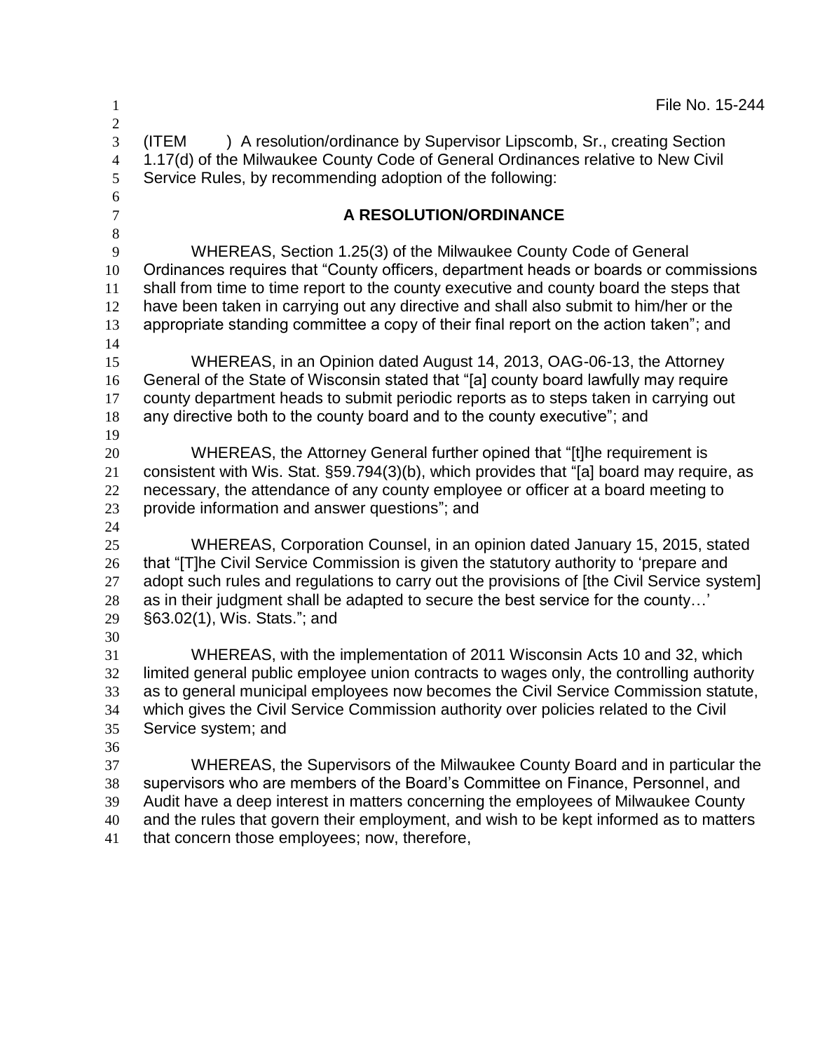File No. 15-244

(ITEM ) A resolution/ordinance by Supervisor Lipscomb, Sr., creating Section 1.17(d) of the Milwaukee County Code of General Ordinances relative to New Civil Service Rules, by recommending adoption of the following:

## A RESOLUTION/ORDINANCE

WHEREAS, Section 1.25(3) of the Milwaukee County Code of General Ordinances requires that "County officers, department heads or boards or commissions shall from time to time report to the county executive and county board the steps that have been taken in carrying out any directive and shall also submit to him/her or the appropriate standing committee a copy of their final report on the action taken"; and

WHEREAS, in an Opinion dated August 14, 2013, OAG-06-13, the Attorney General of the State of Wisconsin stated that "[a] county board lawfully may require county department heads to submit periodic reports as to steps taken in carrying out any directive both to the county board and to the county executive"; and

WHEREAS, the Attorney General further opined that "[t]he requirement is consistent with Wis. Stat. §59.794(3)(b), which provides that "[a] board may require, as necessary, the attendance of any county employee or officer at a board meeting to provide information and answer questions"; and

WHEREAS, Corporation Counsel, in an opinion dated January 15, 2015, stated that "[T]he Civil Service Commission is given the statutory authority to 'prepare and adopt such rules and regulations to carry out the provisions of [the Civil Service system] as in their judgment shall be adapted to secure the best service for the county…' §63.02(1), Wis. Stats."; and

WHEREAS, with the implementation of 2011 Wisconsin Acts 10 and 32, which limited general public employee union contracts to wages only, the controlling authority as to general municipal employees now becomes the Civil Service Commission statute, which gives the Civil Service Commission authority over policies related to the Civil Service system; and

WHEREAS, the Supervisors of the Milwaukee County Board and in particular the supervisors who are members of the Board's Committee on Finance, Personnel, and Audit have a deep interest in matters concerning the employees of Milwaukee County and the rules that govern their employment, and wish to be kept informed as to matters that concern those employees; now, therefore,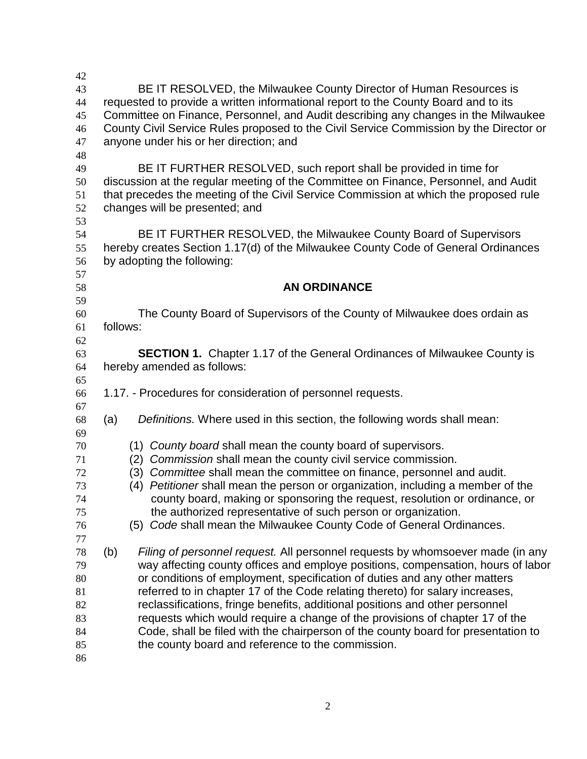BE IT RESOLVED, the Milwaukee County Director of Human Resources is requested to provide a written informational report to the County Board and to its Committee on Finance, Personnel, and Audit describing any changes in the Milwaukee County Civil Service Rules proposed to the Civil Service Commission by the Director or anyone under his or her direction; and

BE IT FURTHER RESOLVED, such report shall be provided in time for discussion at the regular meeting of the Committee on Finance, Personnel, and Audit that precedes the meeting of the Civil Service Commission at which the proposed rule changes will be presented; and

BE IT FURTHER RESOLVED, the Milwaukee County Board of Supervisors hereby creates Section 1.17(d) of the Milwaukee County Code of General Ordinances by adopting the following:

## AN ORDINANCE

The County Board of Supervisors of the County of Milwaukee does ordain as follows:

**SECTION 1.** Chapter 1.17 of the General Ordinances of Milwaukee County is hereby amended as follows:

1.17. - Procedures for consideration of personnel requests.

(a) *Definitions.* Where used in this section, the following words shall mean:

(1) *County board* shall mean the county board of supervisors.
(2) *Commission* shall mean the county civil service commission.
(3) *Committee* shall mean the committee on finance, personnel and audit.
(4) *Petitioner* shall mean the person or organization, including a member of the county board, making or sponsoring the request, resolution or ordinance, or the authorized representative of such person or organization.
(5) *Code* shall mean the Milwaukee County Code of General Ordinances.

(b) *Filing of personnel request.* All personnel requests by whomsoever made (in any way affecting county offices and employe positions, compensation, hours of labor or conditions of employment, specification of duties and any other matters referred to in chapter 17 of the Code relating thereto) for salary increases, reclassifications, fringe benefits, additional positions and other personnel requests which would require a change of the provisions of chapter 17 of the Code, shall be filed with the chairperson of the county board for presentation to the county board and reference to the commission.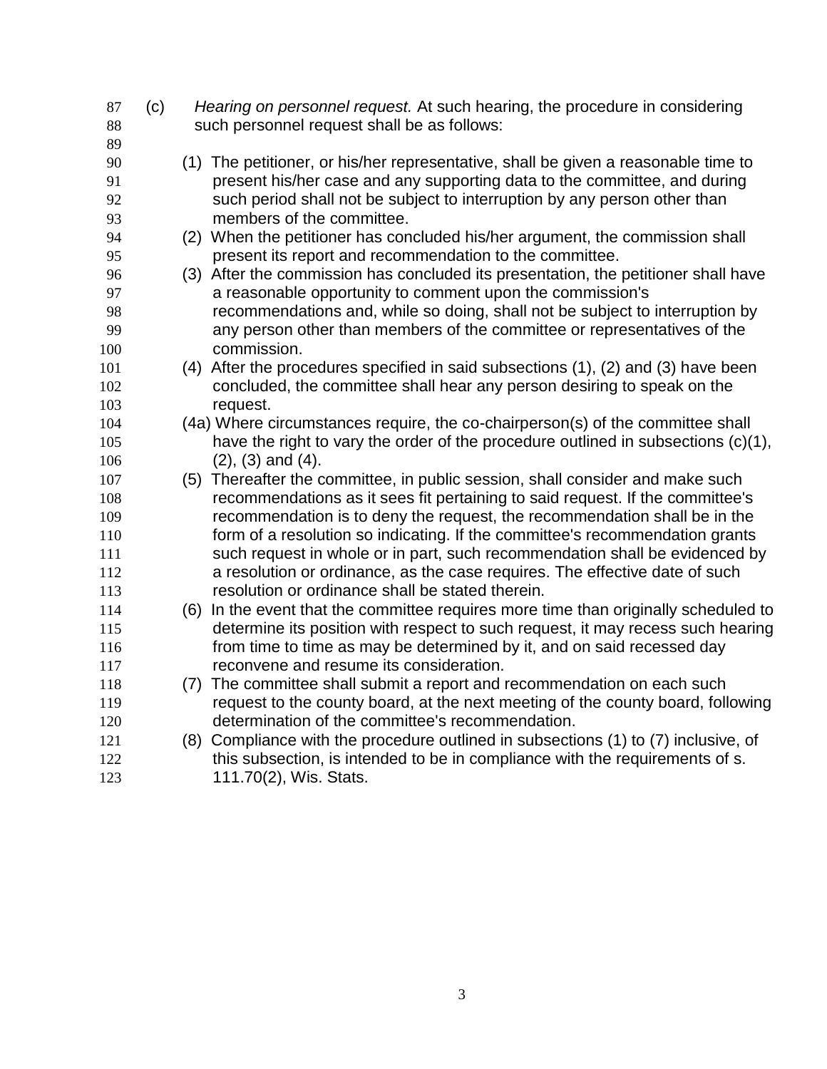(c) *Hearing on personnel request.* At such hearing, the procedure in considering such personnel request shall be as follows:

(1) The petitioner, or his/her representative, shall be given a reasonable time to present his/her case and any supporting data to the committee, and during such period shall not be subject to interruption by any person other than members of the committee.

(2) When the petitioner has concluded his/her argument, the commission shall present its report and recommendation to the committee.

(3) After the commission has concluded its presentation, the petitioner shall have a reasonable opportunity to comment upon the commission's recommendations and, while so doing, shall not be subject to interruption by any person other than members of the committee or representatives of the commission.

(4) After the procedures specified in said subsections (1), (2) and (3) have been concluded, the committee shall hear any person desiring to speak on the request.

(4a) Where circumstances require, the co-chairperson(s) of the committee shall have the right to vary the order of the procedure outlined in subsections (c)(1), (2), (3) and (4).

(5) Thereafter the committee, in public session, shall consider and make such recommendations as it sees fit pertaining to said request. If the committee's recommendation is to deny the request, the recommendation shall be in the form of a resolution so indicating. If the committee's recommendation grants such request in whole or in part, such recommendation shall be evidenced by a resolution or ordinance, as the case requires. The effective date of such resolution or ordinance shall be stated therein.

(6) In the event that the committee requires more time than originally scheduled to determine its position with respect to such request, it may recess such hearing from time to time as may be determined by it, and on said recessed day reconvene and resume its consideration.

(7) The committee shall submit a report and recommendation on each such request to the county board, at the next meeting of the county board, following determination of the committee's recommendation.

(8) Compliance with the procedure outlined in subsections (1) to (7) inclusive, of this subsection, is intended to be in compliance with the requirements of s. 111.70(2), Wis. Stats.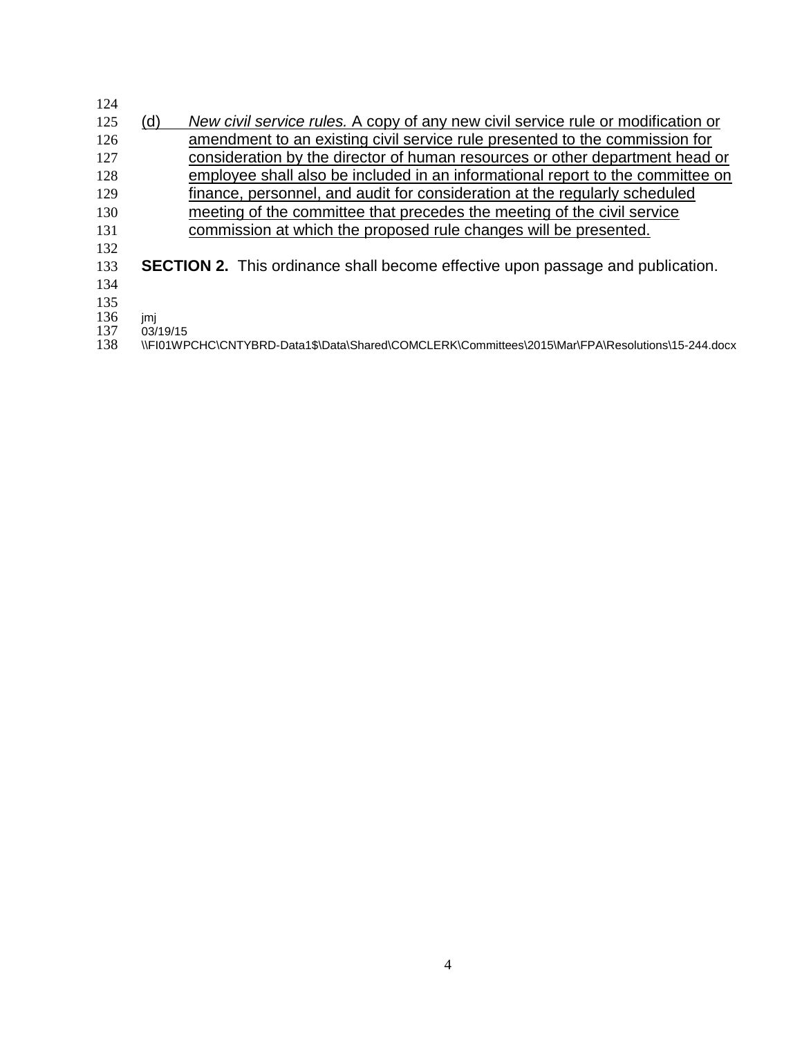(d) *New civil service rules.* A copy of any new civil service rule or modification or amendment to an existing civil service rule presented to the commission for consideration by the director of human resources or other department head or employee shall also be included in an informational report to the committee on finance, personnel, and audit for consideration at the regularly scheduled meeting of the committee that precedes the meeting of the civil service commission at which the proposed rule changes will be presented.

**SECTION 2.** This ordinance shall become effective upon passage and publication.

jmj
03/19/15
\\FI01WPCHC\CNTYBRD-Data1$\Data\Shared\COMCLERK\Committees\2015\Mar\FPA\Resolutions\15-244.docx